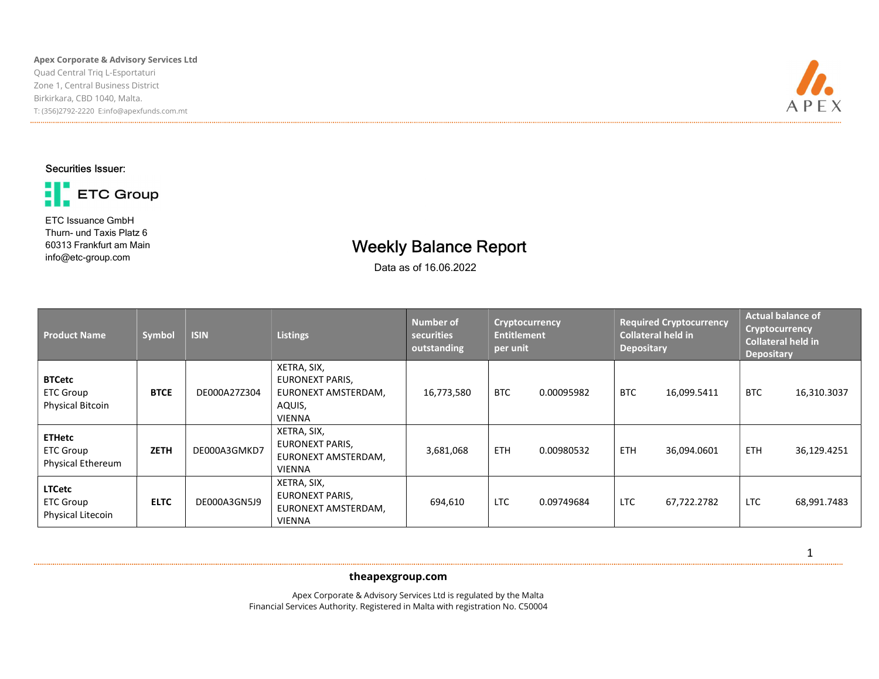**Apex Corporate & Advisory Services Ltd**
Quad Central Triq L-Esportaturi
Zone 1, Central Business District
Birkirkara, CBD 1040, Malta.
T: (356)2792-2220 E:info@apexfunds.com.mt

Securities Issuer:

ETC Group

ETC Issuance GmbH
Thurn- und Taxis Platz 6
60313 Frankfurt am Main
info@etc-group.com

# Weekly Balance Report

Data as of 16.06.2022

| Product Name | Symbol | ISIN | Listings | Number of securities outstanding | Cryptocurrency Entitlement per unit | | Required Cryptocurrency Collateral held in Depositary | | Actual balance of Cryptocurrency Collateral held in Depositary | |
|---|---|---|---|---|---|---|---|---|---|---|
| **BTCetc** ETC Group Physical Bitcoin | **BTCE** | DE000A27Z304 | XETRA, SIX, EURONEXT PARIS, EURONEXT AMSTERDAM, AQUIS, VIENNA | 16,773,580 | BTC | 0.00095982 | BTC | 16,099.5411 | BTC | 16,310.3037 |
| **ETHetc** ETC Group Physical Ethereum | **ZETH** | DE000A3GMKD7 | XETRA, SIX, EURONEXT PARIS, EURONEXT AMSTERDAM, VIENNA | 3,681,068 | ETH | 0.00980532 | ETH | 36,094.0601 | ETH | 36,129.4251 |
| **LTCetc** ETC Group Physical Litecoin | **ELTC** | DE000A3GN5J9 | XETRA, SIX, EURONEXT PARIS, EURONEXT AMSTERDAM, VIENNA | 694,610 | LTC | 0.09749684 | LTC | 67,722.2782 | LTC | 68,991.7483 |

**theapexgroup.com**

Apex Corporate & Advisory Services Ltd is regulated by the Malta Financial Services Authority. Registered in Malta with registration No. C50004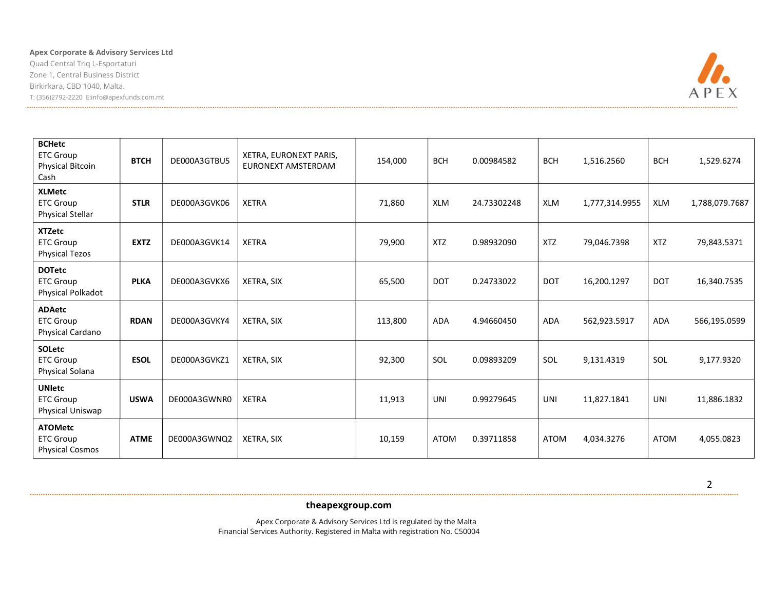| | | | | | | | | | | |
|---|---|---|---|---|---|---|---|---|---|---|
| **BCHetc** ETC Group Physical Bitcoin Cash | **BTCH** | DE000A3GTBU5 | XETRA, EURONEXT PARIS, EURONEXT AMSTERDAM | 154,000 | BCH | 0.00984582 | BCH | 1,516.2560 | BCH | 1,529.6274 |
| **XLMetc** ETC Group Physical Stellar | **STLR** | DE000A3GVK06 | XETRA | 71,860 | XLM | 24.73302248 | XLM | 1,777,314.9955 | XLM | 1,788,079.7687 |
| **XTZetc** ETC Group Physical Tezos | **EXTZ** | DE000A3GVK14 | XETRA | 79,900 | XTZ | 0.98932090 | XTZ | 79,046.7398 | XTZ | 79,843.5371 |
| **DOTetc** ETC Group Physical Polkadot | **PLKA** | DE000A3GVKX6 | XETRA, SIX | 65,500 | DOT | 0.24733022 | DOT | 16,200.1297 | DOT | 16,340.7535 |
| **ADAetc** ETC Group Physical Cardano | **RDAN** | DE000A3GVKY4 | XETRA, SIX | 113,800 | ADA | 4.94660450 | ADA | 562,923.5917 | ADA | 566,195.0599 |
| **SOLetc** ETC Group Physical Solana | **ESOL** | DE000A3GVKZ1 | XETRA, SIX | 92,300 | SOL | 0.09893209 | SOL | 9,131.4319 | SOL | 9,177.9320 |
| **UNIetc** ETC Group Physical Uniswap | **USWA** | DE000A3GWNR0 | XETRA | 11,913 | UNI | 0.99279645 | UNI | 11,827.1841 | UNI | 11,886.1832 |
| **ATOMetc** ETC Group Physical Cosmos | **ATME** | DE000A3GWNQ2 | XETRA, SIX | 10,159 | ATOM | 0.39711858 | ATOM | 4,034.3276 | ATOM | 4,055.0823 |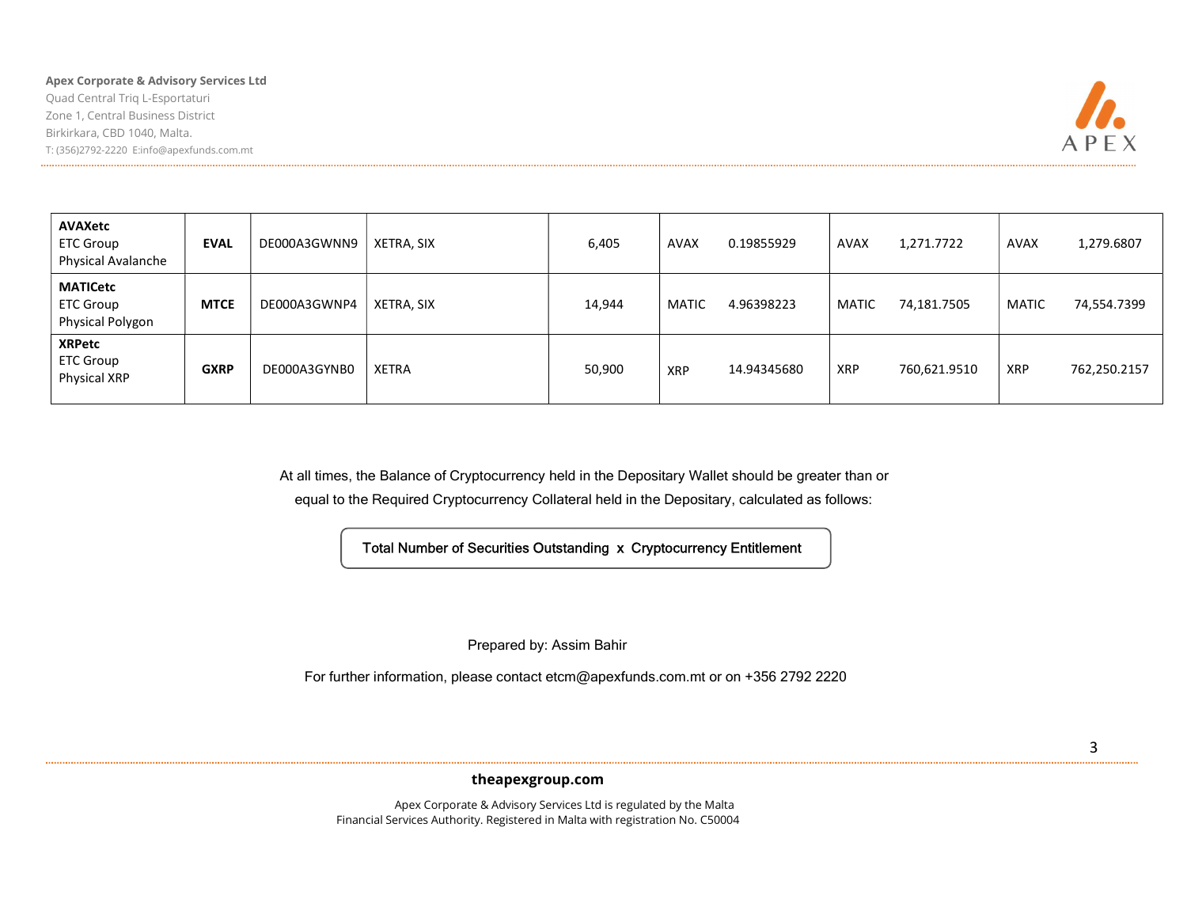| | | | | | | | | | | | | |
|---|---|---|---|---|---|---|---|---|---|---|---|---|
| **AVAXetc** ETC Group Physical Avalanche | **EVAL** | DE000A3GWNN9 | XETRA, SIX | 6,405 | AVAX | 0.19855929 | AVAX | 1,271.7722 | AVAX | 1,279.6807 |
| **MATICetc** ETC Group Physical Polygon | **MTCE** | DE000A3GWNP4 | XETRA, SIX | 14,944 | MATIC | 4.96398223 | MATIC | 74,181.7505 | MATIC | 74,554.7399 |
| **XRPetc** ETC Group Physical XRP | **GXRP** | DE000A3GYNB0 | XETRA | 50,900 | XRP | 14.94345680 | XRP | 760,621.9510 | XRP | 762,250.2157 |

At all times, the Balance of Cryptocurrency held in the Depositary Wallet should be greater than or equal to the Required Cryptocurrency Collateral held in the Depositary, calculated as follows:

Total Number of Securities Outstanding x Cryptocurrency Entitlement

Prepared by: Assim Bahir

For further information, please contact etcm@apexfunds.com.mt or on +356 2792 2220